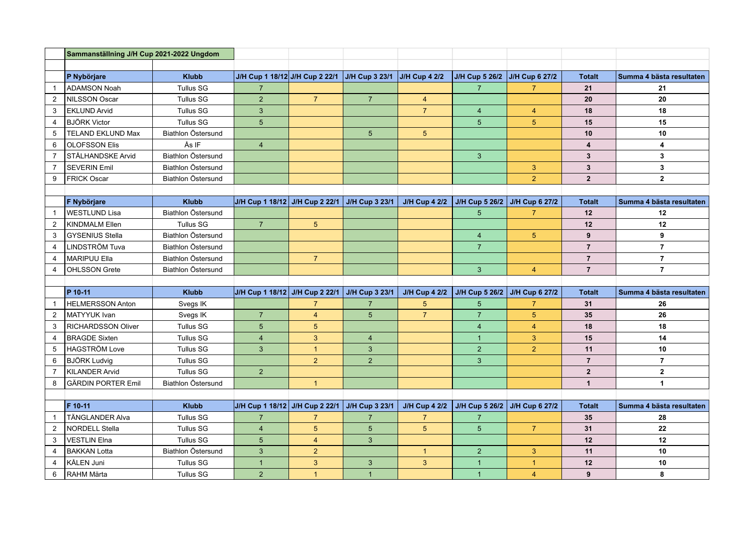## Sammanställning J/H Cup 2021-2022 Ungdom

| | P Nybörjare | Klubb | J/H Cup 1 18/12 | J/H Cup 2 22/1 | J/H Cup 3 23/1 | J/H Cup 4 2/2 | J/H Cup 5 26/2 | J/H Cup 6 27/2 | Totalt | Summa 4 bästa resultaten |
|---|---|---|---|---|---|---|---|---|---|---|
| 1 | ADAMSON Noah | Tullus SG | 7 | | | | 7 | 7 | **21** | **21** |
| 2 | NILSSON Oscar | Tullus SG | 2 | 7 | 7 | 4 | | | **20** | **20** |
| 3 | EKLUND Arvid | Tullus SG | 3 | | | 7 | 4 | 4 | **18** | **18** |
| 4 | BJÖRK Victor | Tullus SG | 5 | | | | 5 | 5 | **15** | **15** |
| 5 | TELAND EKLUND Max | Biathlon Östersund | | | 5 | 5 | | | **10** | **10** |
| 6 | OLOFSSON Elis | Ås IF | 4 | | | | | | **4** | **4** |
| 7 | STÅLHANDSKE Arvid | Biathlon Östersund | | | | | 3 | | **3** | **3** |
| 7 | SEVERIN Emil | Biathlon Östersund | | | | | | 3 | **3** | **3** |
| 9 | FRICK Oscar | Biathlon Östersund | | | | | | 2 | **2** | **2** |

| | F Nybörjare | Klubb | J/H Cup 1 18/12 | J/H Cup 2 22/1 | J/H Cup 3 23/1 | J/H Cup 4 2/2 | J/H Cup 5 26/2 | J/H Cup 6 27/2 | Totalt | Summa 4 bästa resultaten |
|---|---|---|---|---|---|---|---|---|---|---|
| 1 | WESTLUND Lisa | Biathlon Östersund | | | | | 5 | 7 | **12** | **12** |
| 2 | KINDMALM Ellen | Tullus SG | 7 | 5 | | | | | **12** | **12** |
| 3 | GYSENIUS Stella | Biathlon Östersund | | | | | 4 | 5 | **9** | **9** |
| 4 | LINDSTRÖM Tuva | Biathlon Östersund | | | | | 7 | | **7** | **7** |
| 4 | MARIPUU Ella | Biathlon Östersund | | 7 | | | | | **7** | **7** |
| 4 | OHLSSON Grete | Biathlon Östersund | | | | | 3 | 4 | **7** | **7** |

| | P 10-11 | Klubb | J/H Cup 1 18/12 | J/H Cup 2 22/1 | J/H Cup 3 23/1 | J/H Cup 4 2/2 | J/H Cup 5 26/2 | J/H Cup 6 27/2 | Totalt | Summa 4 bästa resultaten |
|---|---|---|---|---|---|---|---|---|---|---|
| 1 | HELMERSSON Anton | Svegs IK | | 7 | 7 | 5 | 5 | 7 | **31** | **26** |
| 2 | MATYYUK Ivan | Svegs IK | 7 | 4 | 5 | 7 | 7 | 5 | **35** | **26** |
| 3 | RICHARDSSON Oliver | Tullus SG | 5 | 5 | | | 4 | 4 | **18** | **18** |
| 4 | BRAGDE Sixten | Tullus SG | 4 | 3 | 4 | | 1 | 3 | **15** | **14** |
| 5 | HAGSTRÖM Love | Tullus SG | 3 | 1 | 3 | | 2 | 2 | **11** | **10** |
| 6 | BJÖRK Ludvig | Tullus SG | | 2 | 2 | | 3 | | **7** | **7** |
| 7 | KILANDER Arvid | Tullus SG | 2 | | | | | | **2** | **2** |
| 8 | GÄRDIN PORTER Emil | Biathlon Östersund | | 1 | | | | | **1** | **1** |

| | F 10-11 | Klubb | J/H Cup 1 18/12 | J/H Cup 2 22/1 | J/H Cup 3 23/1 | J/H Cup 4 2/2 | J/H Cup 5 26/2 | J/H Cup 6 27/2 | Totalt | Summa 4 bästa resultaten |
|---|---|---|---|---|---|---|---|---|---|---|
| 1 | TÄNGLANDER Alva | Tullus SG | 7 | 7 | 7 | 7 | 7 | | **35** | **28** |
| 2 | NORDELL Stella | Tullus SG | 4 | 5 | 5 | 5 | 5 | 7 | **31** | **22** |
| 3 | VESTLIN Elna | Tullus SG | 5 | 4 | 3 | | | | **12** | **12** |
| 4 | BAKKAN Lotta | Biathlon Östersund | 3 | 2 | | 1 | 2 | 3 | **11** | **10** |
| 4 | KÅLEN Juni | Tullus SG | 1 | 3 | 3 | 3 | 1 | 1 | **12** | **10** |
| 6 | RAHM Märta | Tullus SG | 2 | 1 | 1 | | 1 | 4 | **9** | **8** |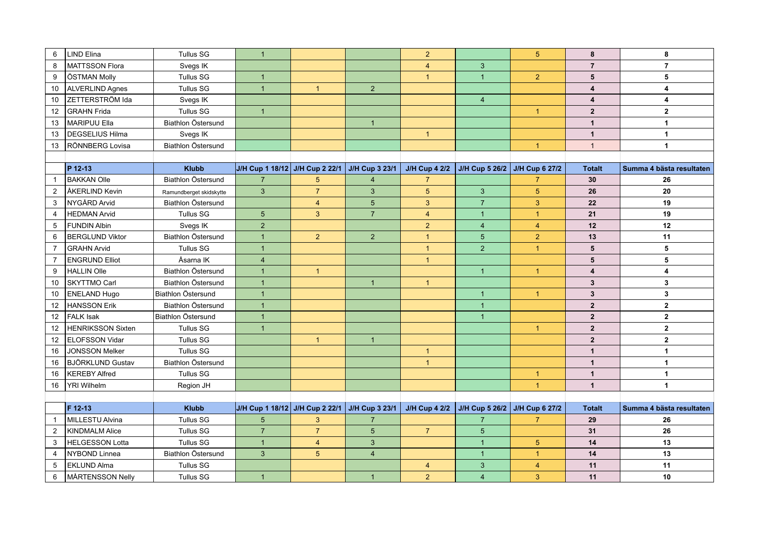| | | | | | | | | | | |
|---|---|---|---|---|---|---|---|---|---|---|
| 6 | LIND Elina | Tullus SG | 1 | | | 2 | | 5 | **8** | **8** |
| 8 | MATTSSON Flora | Svegs IK | | | | 4 | 3 | | **7** | **7** |
| 9 | ÖSTMAN Molly | Tullus SG | 1 | | | 1 | 1 | 2 | **5** | **5** |
| 10 | ALVERLIND Agnes | Tullus SG | 1 | 1 | 2 | | | | **4** | **4** |
| 10 | ZETTERSTRÖM Ida | Svegs IK | | | | | 4 | | **4** | **4** |
| 12 | GRAHN Frida | Tullus SG | 1 | | | | | 1 | **2** | **2** |
| 13 | MARIPUU Ella | Biathlon Östersund | | | 1 | | | | **1** | **1** |
| 13 | DEGSELIUS Hilma | Svegs IK | | | | 1 | | | **1** | **1** |
| 13 | RÖNNBERG Lovisa | Biathlon Östersund | | | | | | 1 | 1 | **1** |

| | P 12-13 | Klubb | J/H Cup 1 18/12 | J/H Cup 2 22/1 | J/H Cup 3 23/1 | J/H Cup 4 2/2 | J/H Cup 5 26/2 | J/H Cup 6 27/2 | Totalt | Summa 4 bästa resultaten |
|---|---|---|---|---|---|---|---|---|---|---|
| 1 | BAKKAN Olle | Biathlon Östersund | 7 | 5 | 4 | 7 | | 7 | **30** | **26** |
| 2 | ÅKERLIND Kevin | Ramundberget skidskytte | 3 | 7 | 3 | 5 | 3 | 5 | **26** | **20** |
| 3 | NYGÅRD Arvid | Biathlon Östersund | | 4 | 5 | 3 | 7 | 3 | **22** | **19** |
| 4 | HEDMAN Arvid | Tullus SG | 5 | 3 | 7 | 4 | 1 | 1 | **21** | **19** |
| 5 | FUNDIN Albin | Svegs IK | 2 | | | 2 | 4 | 4 | **12** | **12** |
| 6 | BERGLUND Viktor | Biathlon Östersund | 1 | 2 | 2 | 1 | 5 | 2 | **13** | **11** |
| 7 | GRAHN Arvid | Tullus SG | 1 | | | 1 | 2 | 1 | **5** | **5** |
| 7 | ENGRUND Elliot | Åsarna IK | 4 | | | 1 | | | **5** | **5** |
| 9 | HALLIN Olle | Biathlon Östersund | 1 | 1 | | | 1 | 1 | **4** | **4** |
| 10 | SKYTTMO Carl | Biathlon Östersund | 1 | | 1 | 1 | | | **3** | **3** |
| 10 | ENELAND Hugo | Biathlon Östersund | 1 | | | | 1 | 1 | **3** | **3** |
| 12 | HANSSON Erik | Biathlon Östersund | 1 | | | | 1 | | **2** | **2** |
| 12 | FALK Isak | Biathlon Östersund | 1 | | | | 1 | | **2** | **2** |
| 12 | HENRIKSSON Sixten | Tullus SG | 1 | | | | | 1 | **2** | **2** |
| 12 | ELOFSSON Vidar | Tullus SG | | 1 | 1 | | | | **2** | **2** |
| 16 | JONSSON Melker | Tullus SG | | | | 1 | | | **1** | **1** |
| 16 | BJÖRKLUND Gustav | Biathlon Östersund | | | | 1 | | | **1** | **1** |
| 16 | KEREBY Alfred | Tullus SG | | | | | | 1 | **1** | **1** |
| 16 | YRI Wilhelm | Region JH | | | | | | 1 | **1** | **1** |

| | F 12-13 | Klubb | J/H Cup 1 18/12 | J/H Cup 2 22/1 | J/H Cup 3 23/1 | J/H Cup 4 2/2 | J/H Cup 5 26/2 | J/H Cup 6 27/2 | Totalt | Summa 4 bästa resultaten |
|---|---|---|---|---|---|---|---|---|---|---|
| 1 | MILLESTU Alvina | Tullus SG | 5 | 3 | 7 | | 7 | 7 | **29** | **26** |
| 2 | KINDMALM Alice | Tullus SG | 7 | 7 | 5 | 7 | 5 | | **31** | **26** |
| 3 | HELGESSON Lotta | Tullus SG | 1 | 4 | 3 | | 1 | 5 | **14** | **13** |
| 4 | NYBOND Linnea | Biathlon Östersund | 3 | 5 | 4 | | 1 | 1 | **14** | **13** |
| 5 | EKLUND Alma | Tullus SG | | | | 4 | 3 | 4 | **11** | **11** |
| 6 | MÅRTENSSON Nelly | Tullus SG | 1 | | 1 | 2 | 4 | 3 | **11** | **10** |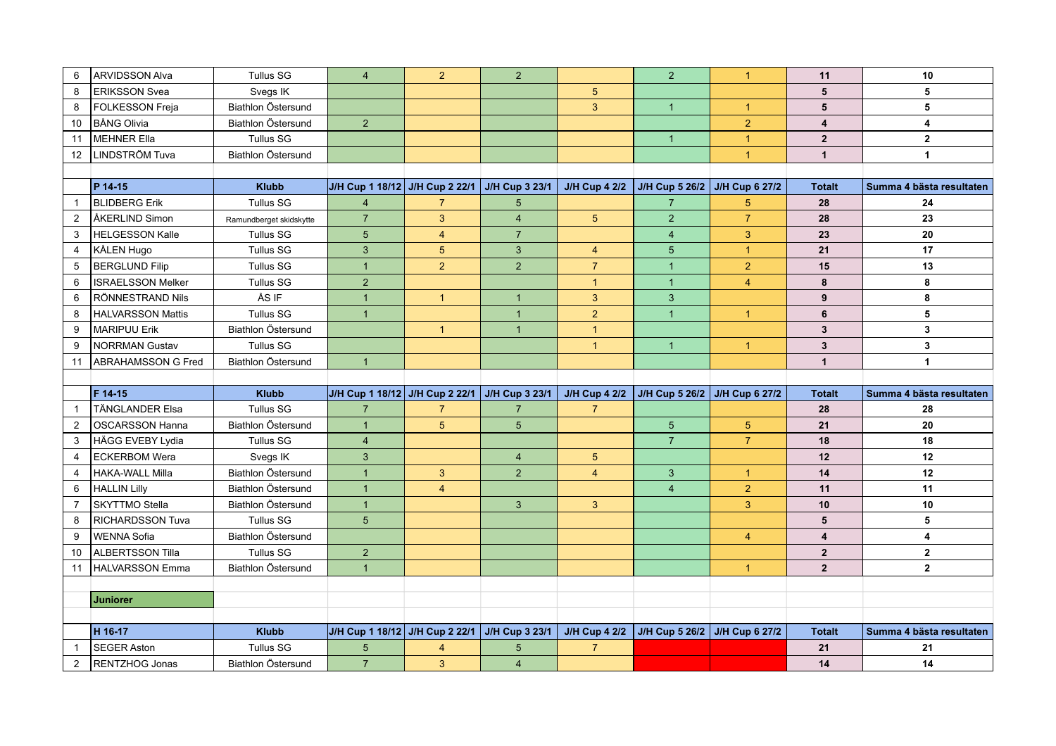| 6 | ARVIDSSON Alva | Tullus SG | 4 | 2 | 2 | | 2 | 1 | 11 | 10 |
|---|---|---|---|---|---|---|---|---|---|---|
| 8 | ERIKSSON Svea | Svegs IK | | | | 5 | | | 5 | 5 |
| 8 | FOLKESSON Freja | Biathlon Östersund | | | | 3 | 1 | 1 | 5 | 5 |
| 10 | BÅNG Olivia | Biathlon Östersund | 2 | | | | | 2 | 4 | 4 |
| 11 | MEHNER Ella | Tullus SG | | | | | 1 | 1 | 2 | 2 |
| 12 | LINDSTRÖM Tuva | Biathlon Östersund | | | | | | 1 | 1 | 1 |

| | P 14-15 | Klubb | J/H Cup 1 18/12 | J/H Cup 2 22/1 | J/H Cup 3 23/1 | J/H Cup 4 2/2 | J/H Cup 5 26/2 | J/H Cup 6 27/2 | Totalt | Summa 4 bästa resultaten |
|---|---|---|---|---|---|---|---|---|---|---|
| 1 | BLIDBERG Erik | Tullus SG | 4 | 7 | 5 | | 7 | 5 | 28 | 24 |
| 2 | ÅKERLIND Simon | Ramundberget skidskytte | 7 | 3 | 4 | 5 | 2 | 7 | 28 | 23 |
| 3 | HELGESSON Kalle | Tullus SG | 5 | 4 | 7 | | 4 | 3 | 23 | 20 |
| 4 | KÅLEN Hugo | Tullus SG | 3 | 5 | 3 | 4 | 5 | 1 | 21 | 17 |
| 5 | BERGLUND Filip | Tullus SG | 1 | 2 | 2 | 7 | 1 | 2 | 15 | 13 |
| 6 | ISRAELSSON Melker | Tullus SG | 2 | | | 1 | 1 | 4 | 8 | 8 |
| 6 | RÖNNESTRAND Nils | ÅS IF | 1 | 1 | 1 | 3 | 3 | | 9 | 8 |
| 8 | HALVARSSON Mattis | Tullus SG | 1 | | 1 | 2 | 1 | 1 | 6 | 5 |
| 9 | MARIPUU Erik | Biathlon Östersund | | 1 | 1 | 1 | | | 3 | 3 |
| 9 | NORRMAN Gustav | Tullus SG | | | | 1 | 1 | 1 | 3 | 3 |
| 11 | ABRAHAMSSON G Fred | Biathlon Östersund | 1 | | | | | | 1 | 1 |

| | F 14-15 | Klubb | J/H Cup 1 18/12 | J/H Cup 2 22/1 | J/H Cup 3 23/1 | J/H Cup 4 2/2 | J/H Cup 5 26/2 | J/H Cup 6 27/2 | Totalt | Summa 4 bästa resultaten |
|---|---|---|---|---|---|---|---|---|---|---|
| 1 | TÄNGLANDER Elsa | Tullus SG | 7 | 7 | 7 | 7 | | | 28 | 28 |
| 2 | OSCARSSON Hanna | Biathlon Östersund | 1 | 5 | 5 | | 5 | 5 | 21 | 20 |
| 3 | HÄGG EVEBY Lydia | Tullus SG | 4 | | | | 7 | 7 | 18 | 18 |
| 4 | ECKERBOM Wera | Svegs IK | 3 | | 4 | 5 | | | 12 | 12 |
| 4 | HAKA-WALL Milla | Biathlon Östersund | 1 | 3 | 2 | 4 | 3 | 1 | 14 | 12 |
| 6 | HALLIN Lilly | Biathlon Östersund | 1 | 4 | | | 4 | 2 | 11 | 11 |
| 7 | SKYTTMO Stella | Biathlon Östersund | 1 | | 3 | 3 | | 3 | 10 | 10 |
| 8 | RICHARDSSON Tuva | Tullus SG | 5 | | | | | | 5 | 5 |
| 9 | WENNA Sofia | Biathlon Östersund | | | | | | 4 | 4 | 4 |
| 10 | ALBERTSSON Tilla | Tullus SG | 2 | | | | | | 2 | 2 |
| 11 | HALVARSSON Emma | Biathlon Östersund | 1 | | | | | 1 | 2 | 2 |

**Juniorer**

| | H 16-17 | Klubb | J/H Cup 1 18/12 | J/H Cup 2 22/1 | J/H Cup 3 23/1 | J/H Cup 4 2/2 | J/H Cup 5 26/2 | J/H Cup 6 27/2 | Totalt | Summa 4 bästa resultaten |
|---|---|---|---|---|---|---|---|---|---|---|
| 1 | SEGER Aston | Tullus SG | 5 | 4 | 5 | 7 | | | 21 | 21 |
| 2 | RENTZHOG Jonas | Biathlon Östersund | 7 | 3 | 4 | | | | 14 | 14 |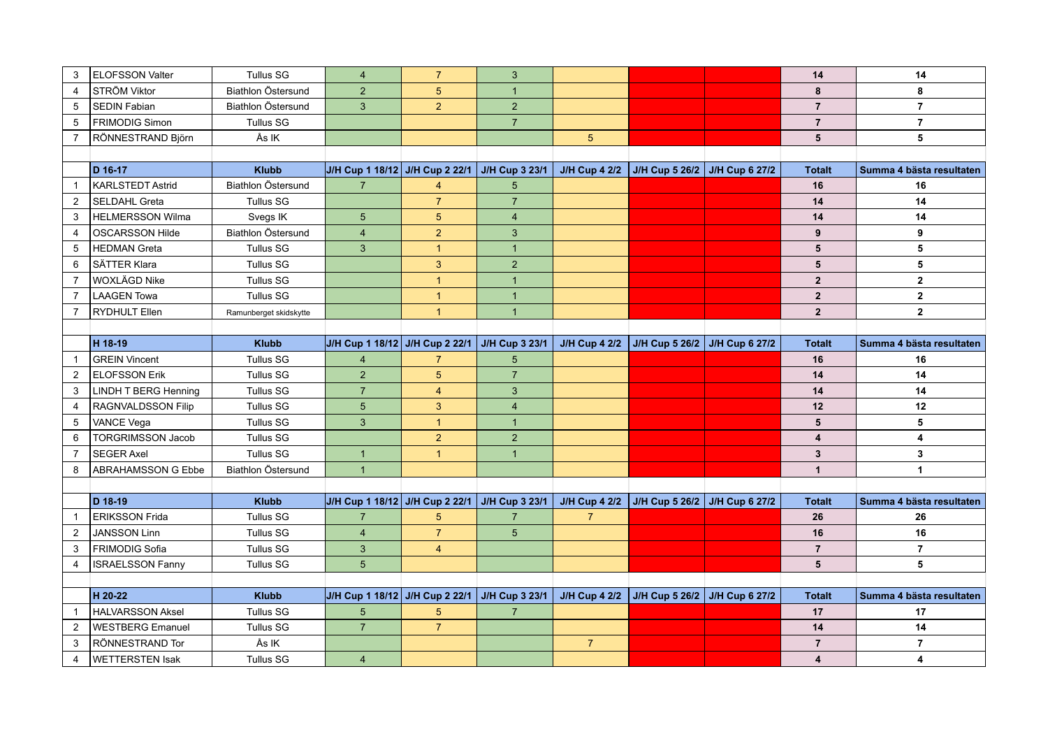| | | | | | | | | | | |
|---|---|---|---|---|---|---|---|---|---|---|
| 3 | ELOFSSON Valter | Tullus SG | 4 | 7 | 3 | | | | 14 | 14 |
| 4 | STRÖM Viktor | Biathlon Östersund | 2 | 5 | 1 | | | | 8 | 8 |
| 5 | SEDIN Fabian | Biathlon Östersund | 3 | 2 | 2 | | | | 7 | 7 |
| 5 | FRIMODIG Simon | Tullus SG | | | 7 | | | | 7 | 7 |
| 7 | RÖNNESTRAND Björn | Ås IK | | | | 5 | | | 5 | 5 |

| | D 16-17 | Klubb | J/H Cup 1 18/12 | J/H Cup 2 22/1 | J/H Cup 3 23/1 | J/H Cup 4 2/2 | J/H Cup 5 26/2 | J/H Cup 6 27/2 | Totalt | Summa 4 bästa resultaten |
|---|---|---|---|---|---|---|---|---|---|---|
| 1 | KARLSTEDT Astrid | Biathlon Östersund | 7 | 4 | 5 | | | | 16 | 16 |
| 2 | SELDAHL Greta | Tullus SG | | 7 | 7 | | | | 14 | 14 |
| 3 | HELMERSSON Wilma | Svegs IK | 5 | 5 | 4 | | | | 14 | 14 |
| 4 | OSCARSSON Hilde | Biathlon Östersund | 4 | 2 | 3 | | | | 9 | 9 |
| 5 | HEDMAN Greta | Tullus SG | 3 | 1 | 1 | | | | 5 | 5 |
| 6 | SÄTTER Klara | Tullus SG | | 3 | 2 | | | | 5 | 5 |
| 7 | WOXLÄGD Nike | Tullus SG | | 1 | 1 | | | | 2 | 2 |
| 7 | LAAGEN Towa | Tullus SG | | 1 | 1 | | | | 2 | 2 |
| 7 | RYDHULT Ellen | Ramunberget skidskytte | | 1 | 1 | | | | 2 | 2 |

| | H 18-19 | Klubb | J/H Cup 1 18/12 | J/H Cup 2 22/1 | J/H Cup 3 23/1 | J/H Cup 4 2/2 | J/H Cup 5 26/2 | J/H Cup 6 27/2 | Totalt | Summa 4 bästa resultaten |
|---|---|---|---|---|---|---|---|---|---|---|
| 1 | GREIN Vincent | Tullus SG | 4 | 7 | 5 | | | | 16 | 16 |
| 2 | ELOFSSON Erik | Tullus SG | 2 | 5 | 7 | | | | 14 | 14 |
| 3 | LINDH T BERG Henning | Tullus SG | 7 | 4 | 3 | | | | 14 | 14 |
| 4 | RAGNVALDSSON Filip | Tullus SG | 5 | 3 | 4 | | | | 12 | 12 |
| 5 | VANCE Vega | Tullus SG | 3 | 1 | 1 | | | | 5 | 5 |
| 6 | TORGRIMSSON Jacob | Tullus SG | | 2 | 2 | | | | 4 | 4 |
| 7 | SEGER Axel | Tullus SG | 1 | 1 | 1 | | | | 3 | 3 |
| 8 | ABRAHAMSSON G Ebbe | Biathlon Östersund | 1 | | | | | | 1 | 1 |

| | D 18-19 | Klubb | J/H Cup 1 18/12 | J/H Cup 2 22/1 | J/H Cup 3 23/1 | J/H Cup 4 2/2 | J/H Cup 5 26/2 | J/H Cup 6 27/2 | Totalt | Summa 4 bästa resultaten |
|---|---|---|---|---|---|---|---|---|---|---|
| 1 | ERIKSSON Frida | Tullus SG | 7 | 5 | 7 | 7 | | | 26 | 26 |
| 2 | JANSSON Linn | Tullus SG | 4 | 7 | 5 | | | | 16 | 16 |
| 3 | FRIMODIG Sofia | Tullus SG | 3 | 4 | | | | | 7 | 7 |
| 4 | ISRAELSSON Fanny | Tullus SG | 5 | | | | | | 5 | 5 |

| | H 20-22 | Klubb | J/H Cup 1 18/12 | J/H Cup 2 22/1 | J/H Cup 3 23/1 | J/H Cup 4 2/2 | J/H Cup 5 26/2 | J/H Cup 6 27/2 | Totalt | Summa 4 bästa resultaten |
|---|---|---|---|---|---|---|---|---|---|---|
| 1 | HALVARSSON Aksel | Tullus SG | 5 | 5 | 7 | | | | 17 | 17 |
| 2 | WESTBERG Emanuel | Tullus SG | 7 | 7 | | | | | 14 | 14 |
| 3 | RÖNNESTRAND Tor | Ås IK | | | | 7 | | | 7 | 7 |
| 4 | WETTERSTEN Isak | Tullus SG | 4 | | | | | | 4 | 4 |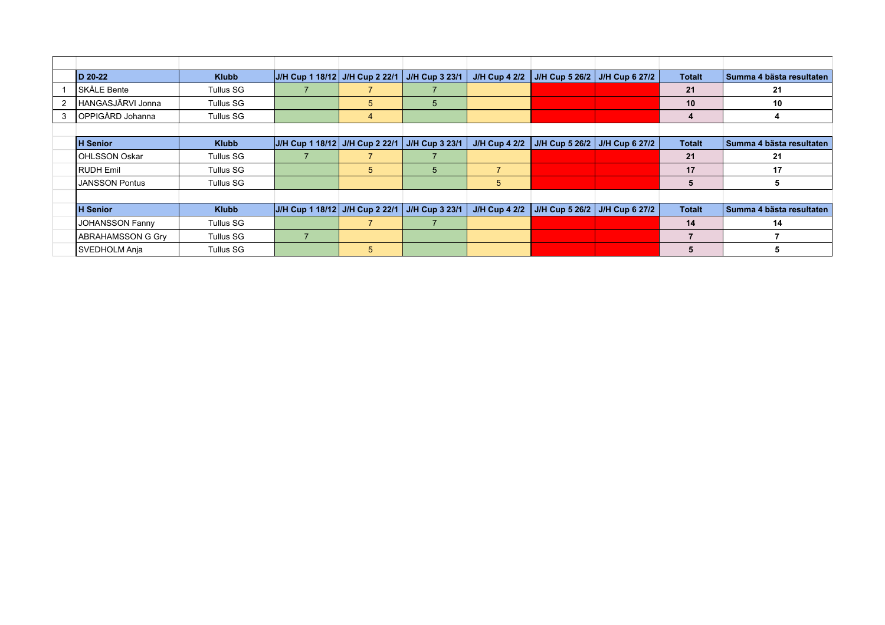| | D 20-22 | Klubb | J/H Cup 1 18/12 | J/H Cup 2 22/1 | J/H Cup 3 23/1 | J/H Cup 4 2/2 | J/H Cup 5 26/2 | J/H Cup 6 27/2 | Totalt | Summa 4 bästa resultaten |
|---|---|---|---|---|---|---|---|---|---|---|
| 1 | SKÅLE Bente | Tullus SG | 7 | 7 | 7 | | | | **21** | **21** |
| 2 | HANGASJÄRVI Jonna | Tullus SG | | 5 | 5 | | | | **10** | **10** |
| 3 | OPPIGÅRD Johanna | Tullus SG | | 4 | | | | | **4** | **4** |

| | H Senior | Klubb | J/H Cup 1 18/12 | J/H Cup 2 22/1 | J/H Cup 3 23/1 | J/H Cup 4 2/2 | J/H Cup 5 26/2 | J/H Cup 6 27/2 | Totalt | Summa 4 bästa resultaten |
|---|---|---|---|---|---|---|---|---|---|---|
| | OHLSSON Oskar | Tullus SG | 7 | 7 | 7 | | | | **21** | **21** |
| | RUDH Emil | Tullus SG | | 5 | 5 | 7 | | | **17** | **17** |
| | JANSSON Pontus | Tullus SG | | | | 5 | | | **5** | **5** |

| | H Senior | Klubb | J/H Cup 1 18/12 | J/H Cup 2 22/1 | J/H Cup 3 23/1 | J/H Cup 4 2/2 | J/H Cup 5 26/2 | J/H Cup 6 27/2 | Totalt | Summa 4 bästa resultaten |
|---|---|---|---|---|---|---|---|---|---|---|
| | JOHANSSON Fanny | Tullus SG | | 7 | 7 | | | | **14** | **14** |
| | ABRAHAMSSON G Gry | Tullus SG | 7 | | | | | | **7** | **7** |
| | SVEDHOLM Anja | Tullus SG | | 5 | | | | | **5** | **5** |